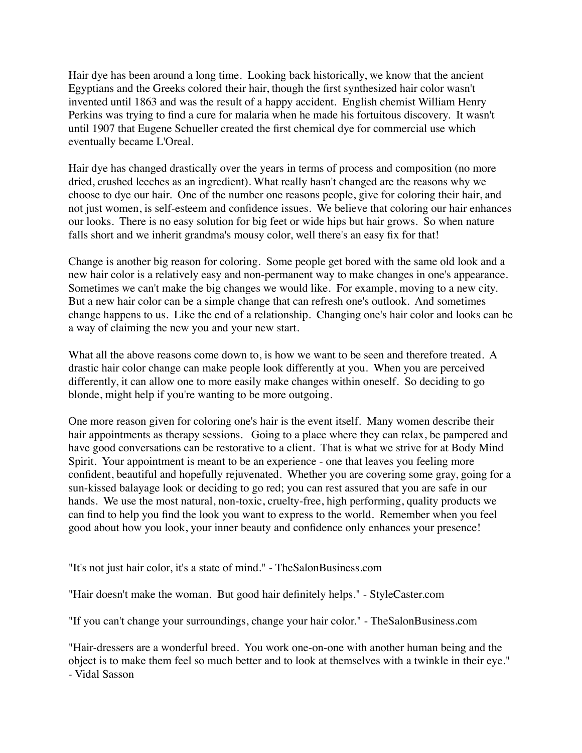Hair dye has been around a long time. Looking back historically, we know that the ancient Egyptians and the Greeks colored their hair, though the first synthesized hair color wasn't invented until 1863 and was the result of a happy accident. English chemist William Henry Perkins was trying to find a cure for malaria when he made his fortuitous discovery. It wasn't until 1907 that Eugene Schueller created the first chemical dye for commercial use which eventually became L'Oreal.

Hair dye has changed drastically over the years in terms of process and composition (no more dried, crushed leeches as an ingredient). What really hasn't changed are the reasons why we choose to dye our hair. One of the number one reasons people, give for coloring their hair, and not just women, is self-esteem and confidence issues. We believe that coloring our hair enhances our looks. There is no easy solution for big feet or wide hips but hair grows. So when nature falls short and we inherit grandma's mousy color, well there's an easy fix for that!

Change is another big reason for coloring. Some people get bored with the same old look and a new hair color is a relatively easy and non-permanent way to make changes in one's appearance. Sometimes we can't make the big changes we would like. For example, moving to a new city. But a new hair color can be a simple change that can refresh one's outlook. And sometimes change happens to us. Like the end of a relationship. Changing one's hair color and looks can be a way of claiming the new you and your new start.

What all the above reasons come down to, is how we want to be seen and therefore treated. A drastic hair color change can make people look differently at you. When you are perceived differently, it can allow one to more easily make changes within oneself. So deciding to go blonde, might help if you're wanting to be more outgoing.

One more reason given for coloring one's hair is the event itself. Many women describe their hair appointments as therapy sessions. Going to a place where they can relax, be pampered and have good conversations can be restorative to a client. That is what we strive for at Body Mind Spirit. Your appointment is meant to be an experience - one that leaves you feeling more confident, beautiful and hopefully rejuvenated. Whether you are covering some gray, going for a sun-kissed balayage look or deciding to go red; you can rest assured that you are safe in our hands. We use the most natural, non-toxic, cruelty-free, high performing, quality products we can find to help you find the look you want to express to the world. Remember when you feel good about how you look, your inner beauty and confidence only enhances your presence!

"It's not just hair color, it's a state of mind." - TheSalonBusiness.com

"Hair doesn't make the woman. But good hair definitely helps." - StyleCaster.com

"If you can't change your surroundings, change your hair color." - TheSalonBusiness.com

"Hair-dressers are a wonderful breed. You work one-on-one with another human being and the object is to make them feel so much better and to look at themselves with a twinkle in their eye." - Vidal Sasson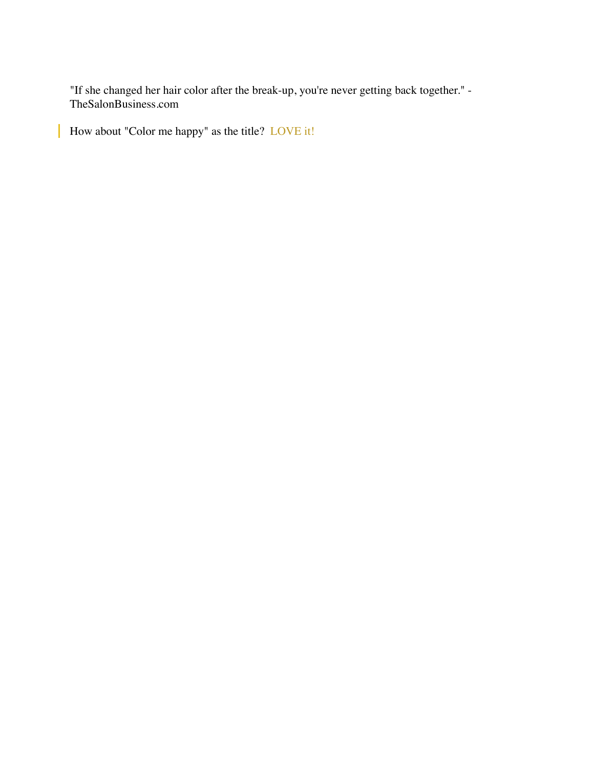"If she changed her hair color after the break-up, you're never getting back together." - TheSalonBusiness.com

How about "Color me happy" as the title? LOVE it!